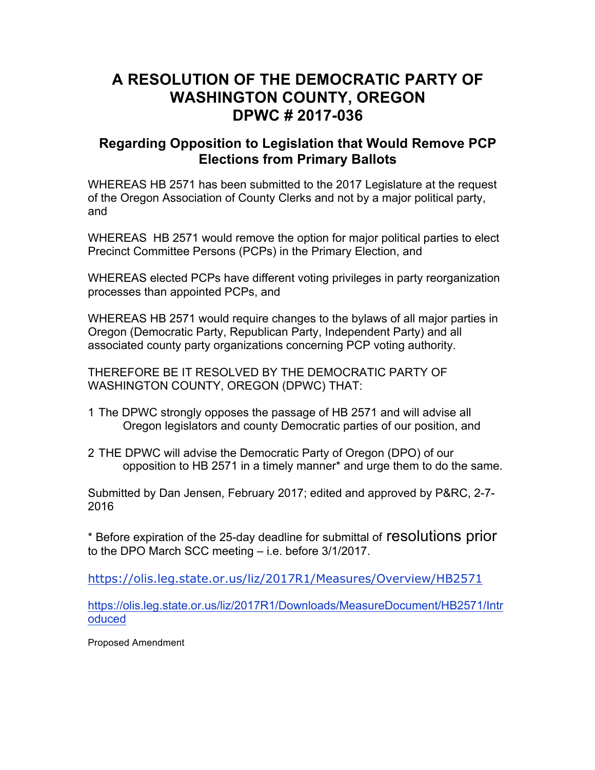# A RESOLUTION OF THE DEMOCRATIC PARTY OF WASHINGTON COUNTY, OREGON DPWC # 2017-036

## Regarding Opposition to Legislation that Would Remove PCP Elections from Primary Ballots

WHEREAS HB 2571 has been submitted to the 2017 Legislature at the request of the Oregon Association of County Clerks and not by a major political party, and

WHEREAS HB 2571 would remove the option for major political parties to elect Precinct Committee Persons (PCPs) in the Primary Election, and

WHEREAS elected PCPs have different voting privileges in party reorganization processes than appointed PCPs, and

WHEREAS HB 2571 would require changes to the bylaws of all major parties in Oregon (Democratic Party, Republican Party, Independent Party) and all associated county party organizations concerning PCP voting authority.

THEREFORE BE IT RESOLVED BY THE DEMOCRATIC PARTY OF WASHINGTON COUNTY, OREGON (DPWC) THAT:

1 The DPWC strongly opposes the passage of HB 2571 and will advise all Oregon legislators and county Democratic parties of our position, and

2 THE DPWC will advise the Democratic Party of Oregon (DPO) of our opposition to HB 2571 in a timely manner* and urge them to do the same.

Submitted by Dan Jensen, February 2017; edited and approved by P&RC, 2-7-2016

* Before expiration of the 25-day deadline for submittal of resolutions prior to the DPO March SCC meeting – i.e. before 3/1/2017.

https://olis.leg.state.or.us/liz/2017R1/Measures/Overview/HB2571

https://olis.leg.state.or.us/liz/2017R1/Downloads/MeasureDocument/HB2571/Introduced

Proposed Amendment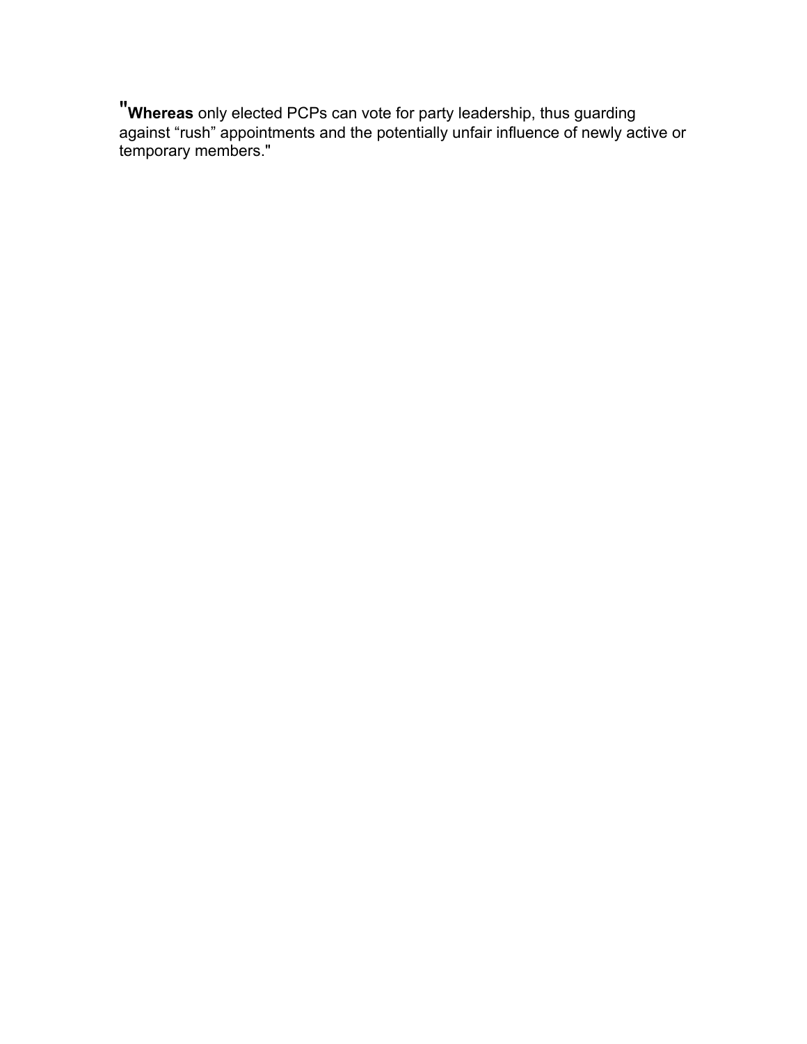"**Whereas** only elected PCPs can vote for party leadership, thus guarding against "rush" appointments and the potentially unfair influence of newly active or temporary members."